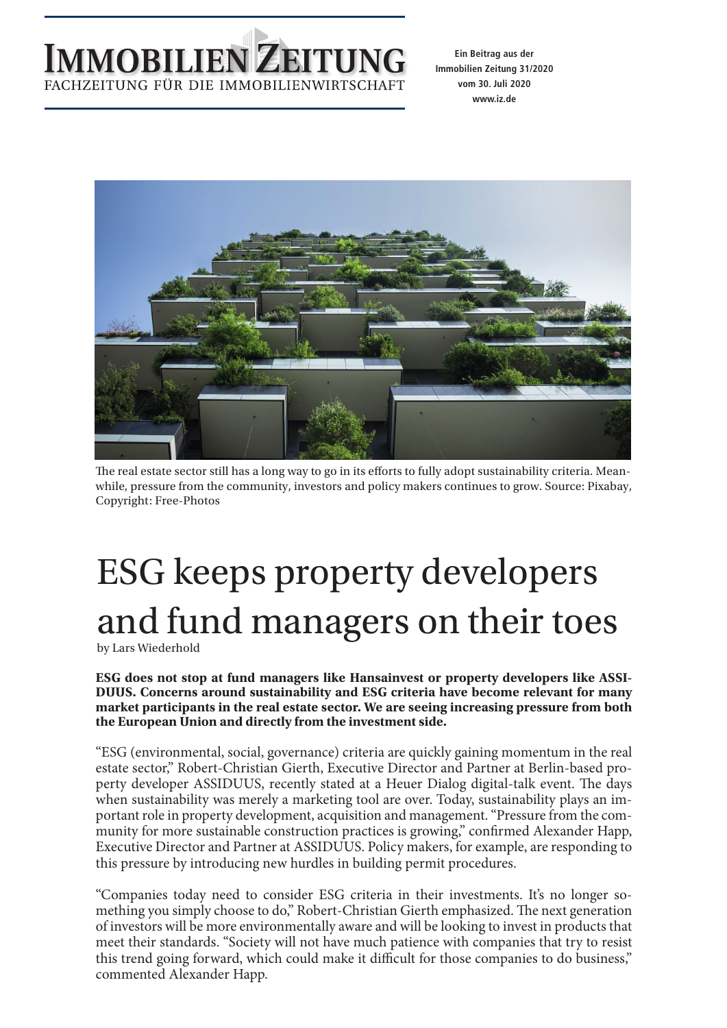# IMMOBILIEN ZEITUNG

FACHZEITUNG FÜR DIE IMMOBILIENWIRTSCHAFT

Ein Beitrag aus der Immobilien Zeitung 31/2020 vom 30. Juli 2020 www.iz.de

The real estate sector still has a long way to go in its efforts to fully adopt sustainability criteria. Meanwhile, pressure from the community, investors and policy makers continues to grow. Source: Pixabay, Copyright: Free-Photos

# ESG keeps property developers and fund managers on their toes

by Lars Wiederhold

**ESG does not stop at fund managers like Hansainvest or property developers like ASSIDUUS. Concerns around sustainability and ESG criteria have become relevant for many market participants in the real estate sector. We are seeing increasing pressure from both the European Union and directly from the investment side.**

"ESG (environmental, social, governance) criteria are quickly gaining momentum in the real estate sector," Robert-Christian Gierth, Executive Director and Partner at Berlin-based property developer ASSIDUUS, recently stated at a Heuer Dialog digital-talk event. The days when sustainability was merely a marketing tool are over. Today, sustainability plays an important role in property development, acquisition and management. "Pressure from the community for more sustainable construction practices is growing," confirmed Alexander Happ, Executive Director and Partner at ASSIDUUS. Policy makers, for example, are responding to this pressure by introducing new hurdles in building permit procedures.

"Companies today need to consider ESG criteria in their investments. It's no longer something you simply choose to do," Robert-Christian Gierth emphasized. The next generation of investors will be more environmentally aware and will be looking to invest in products that meet their standards. "Society will not have much patience with companies that try to resist this trend going forward, which could make it difficult for those companies to do business," commented Alexander Happ.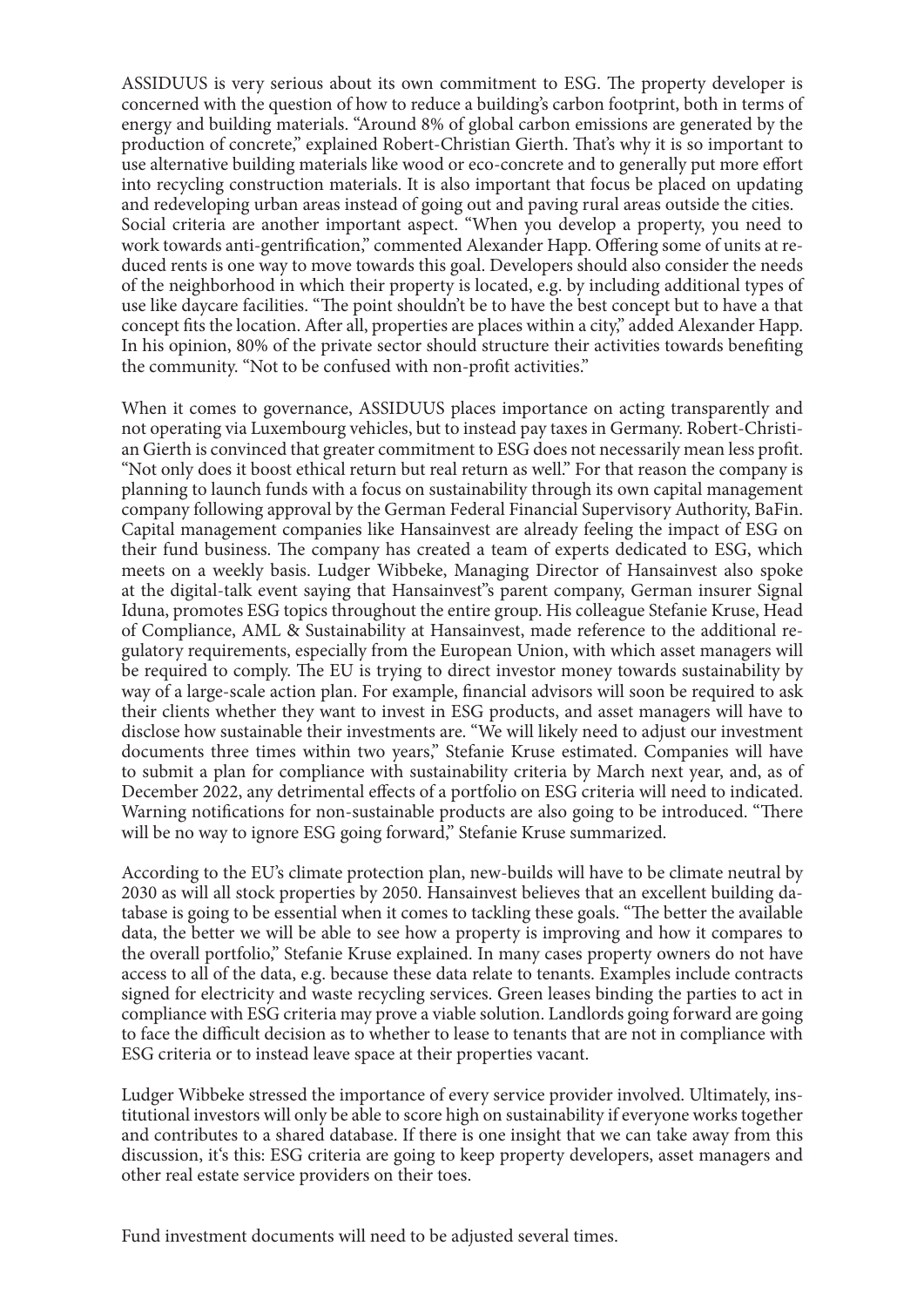ASSIDUUS is very serious about its own commitment to ESG. The property developer is concerned with the question of how to reduce a building's carbon footprint, both in terms of energy and building materials. "Around 8% of global carbon emissions are generated by the production of concrete," explained Robert-Christian Gierth. That's why it is so important to use alternative building materials like wood or eco-concrete and to generally put more effort into recycling construction materials. It is also important that focus be placed on updating and redeveloping urban areas instead of going out and paving rural areas outside the cities. Social criteria are another important aspect. "When you develop a property, you need to work towards anti-gentrification," commented Alexander Happ. Offering some of units at reduced rents is one way to move towards this goal. Developers should also consider the needs of the neighborhood in which their property is located, e.g. by including additional types of use like daycare facilities. "The point shouldn't be to have the best concept but to have a that concept fits the location. After all, properties are places within a city," added Alexander Happ. In his opinion, 80% of the private sector should structure their activities towards benefiting the community. "Not to be confused with non-profit activities."

When it comes to governance, ASSIDUUS places importance on acting transparently and not operating via Luxembourg vehicles, but to instead pay taxes in Germany. Robert-Christian Gierth is convinced that greater commitment to ESG does not necessarily mean less profit. "Not only does it boost ethical return but real return as well." For that reason the company is planning to launch funds with a focus on sustainability through its own capital management company following approval by the German Federal Financial Supervisory Authority, BaFin. Capital management companies like Hansainvest are already feeling the impact of ESG on their fund business. The company has created a team of experts dedicated to ESG, which meets on a weekly basis. Ludger Wibbeke, Managing Director of Hansainvest also spoke at the digital-talk event saying that Hansainvest"s parent company, German insurer Signal Iduna, promotes ESG topics throughout the entire group. His colleague Stefanie Kruse, Head of Compliance, AML & Sustainability at Hansainvest, made reference to the additional regulatory requirements, especially from the European Union, with which asset managers will be required to comply. The EU is trying to direct investor money towards sustainability by way of a large-scale action plan. For example, financial advisors will soon be required to ask their clients whether they want to invest in ESG products, and asset managers will have to disclose how sustainable their investments are. "We will likely need to adjust our investment documents three times within two years," Stefanie Kruse estimated. Companies will have to submit a plan for compliance with sustainability criteria by March next year, and, as of December 2022, any detrimental effects of a portfolio on ESG criteria will need to indicated. Warning notifications for non-sustainable products are also going to be introduced. "There will be no way to ignore ESG going forward," Stefanie Kruse summarized.

According to the EU's climate protection plan, new-builds will have to be climate neutral by 2030 as will all stock properties by 2050. Hansainvest believes that an excellent building database is going to be essential when it comes to tackling these goals. "The better the available data, the better we will be able to see how a property is improving and how it compares to the overall portfolio," Stefanie Kruse explained. In many cases property owners do not have access to all of the data, e.g. because these data relate to tenants. Examples include contracts signed for electricity and waste recycling services. Green leases binding the parties to act in compliance with ESG criteria may prove a viable solution. Landlords going forward are going to face the difficult decision as to whether to lease to tenants that are not in compliance with ESG criteria or to instead leave space at their properties vacant.

Ludger Wibbeke stressed the importance of every service provider involved. Ultimately, institutional investors will only be able to score high on sustainability if everyone works together and contributes to a shared database. If there is one insight that we can take away from this discussion, it's this: ESG criteria are going to keep property developers, asset managers and other real estate service providers on their toes.

Fund investment documents will need to be adjusted several times.